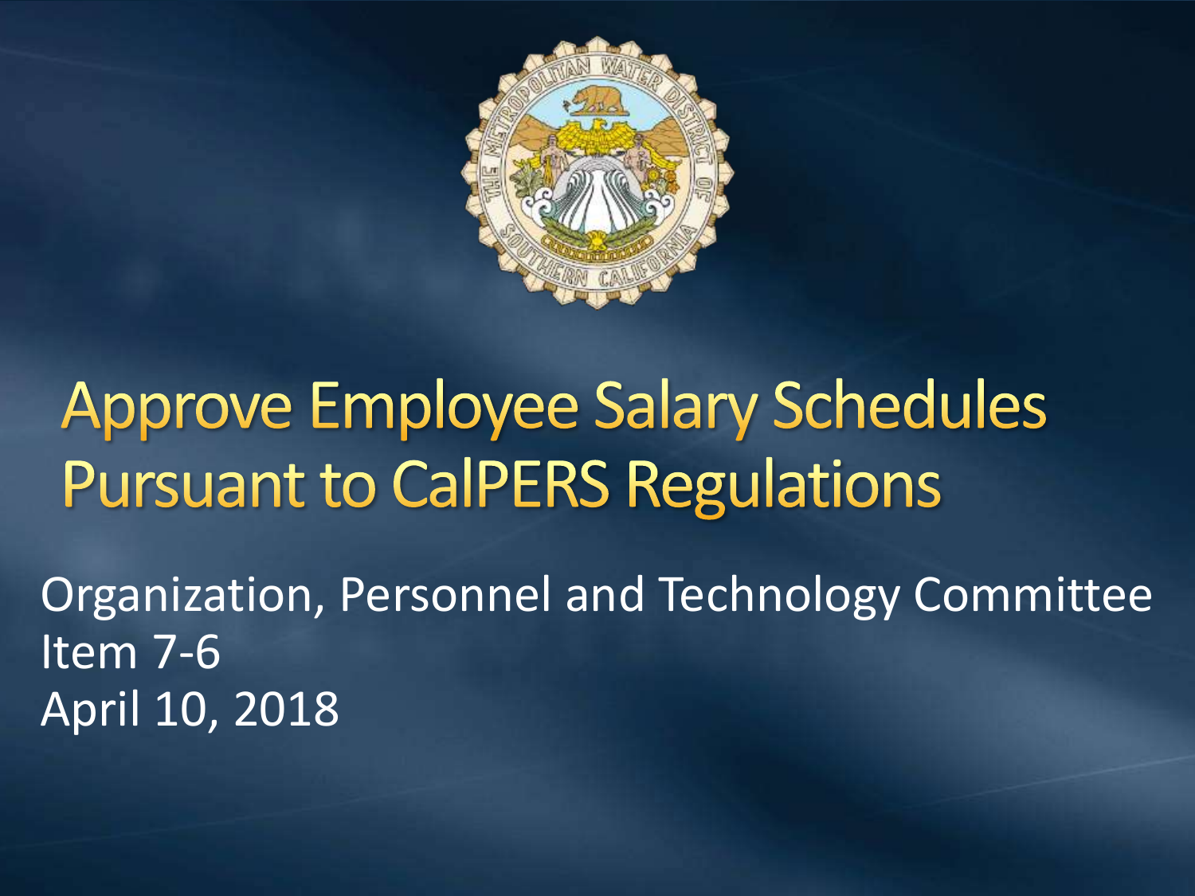# Approve Employee Salary Schedules Pursuant to CalPERS Regulations

Organization, Personnel and Technology Committee
Item 7-6
April 10, 2018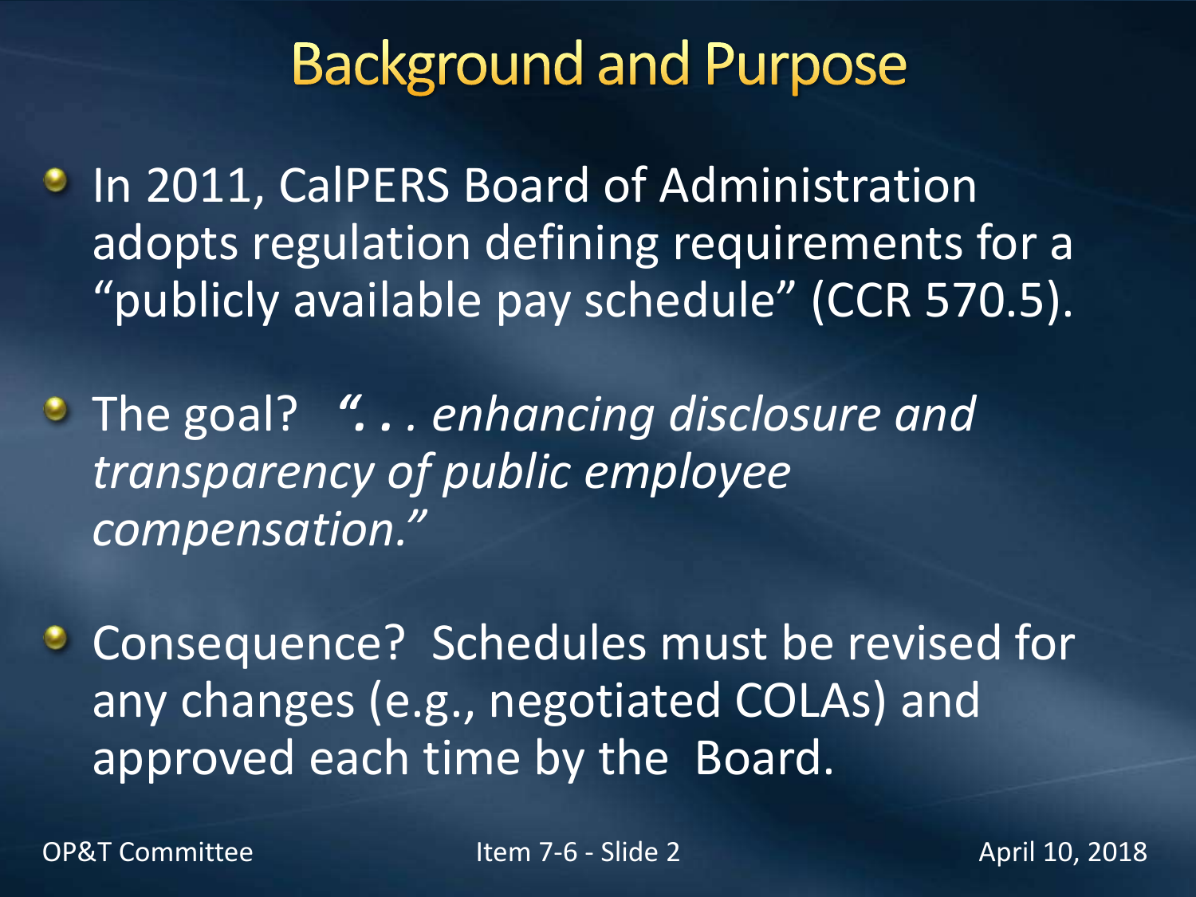# Background and Purpose

- In 2011, CalPERS Board of Administration adopts regulation defining requirements for a "publicly available pay schedule" (CCR 570.5).
- The goal? *". . . enhancing disclosure and transparency of public employee compensation."*
- Consequence? Schedules must be revised for any changes (e.g., negotiated COLAs) and approved each time by the Board.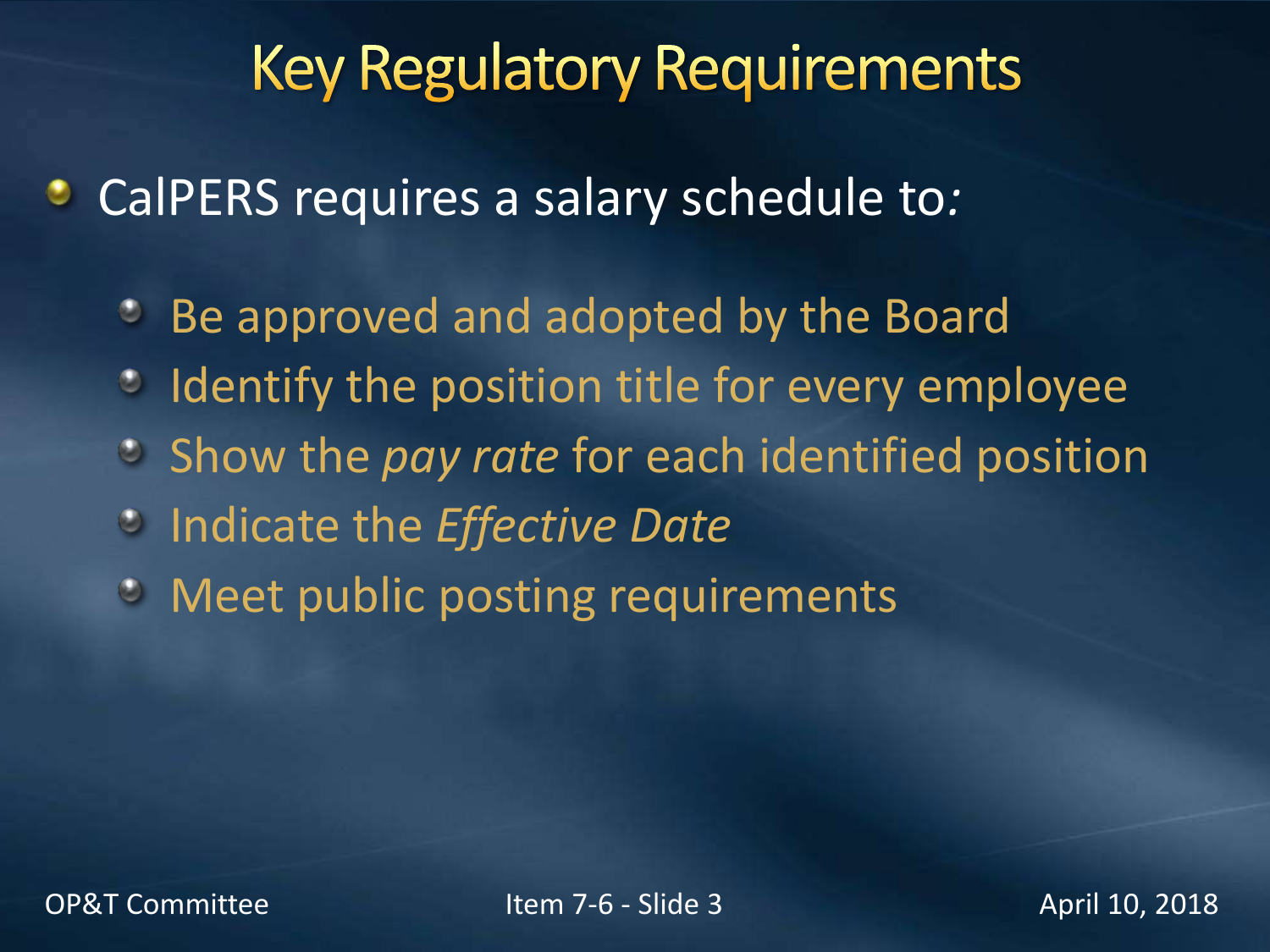# Key Regulatory Requirements

- CalPERS requires a salary schedule to*:*
  - Be approved and adopted by the Board
  - Identify the position title for every employee
  - Show the *pay rate* for each identified position
  - Indicate the *Effective Date*
  - Meet public posting requirements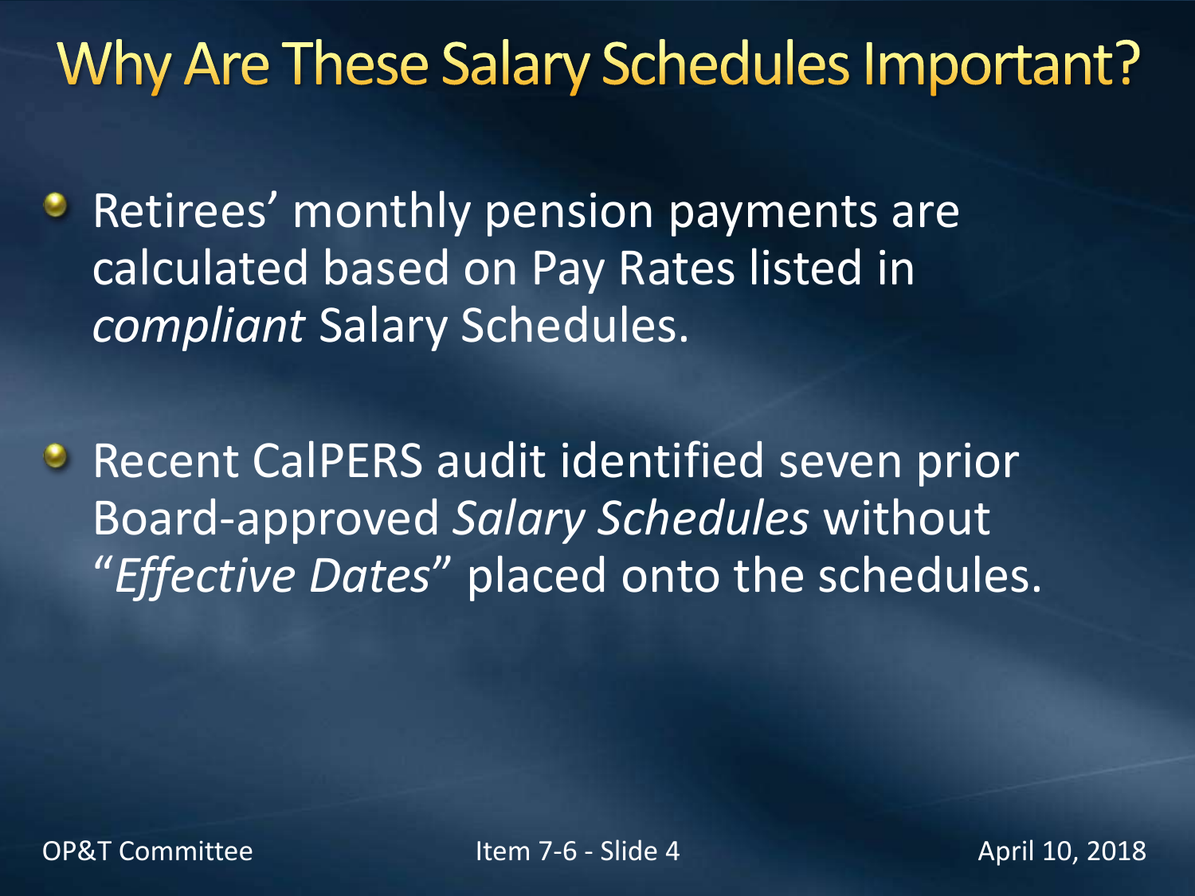# Why Are These Salary Schedules Important?

- Retirees' monthly pension payments are calculated based on Pay Rates listed in *compliant* Salary Schedules.
- Recent CalPERS audit identified seven prior Board-approved *Salary Schedules* without "*Effective Dates*" placed onto the schedules.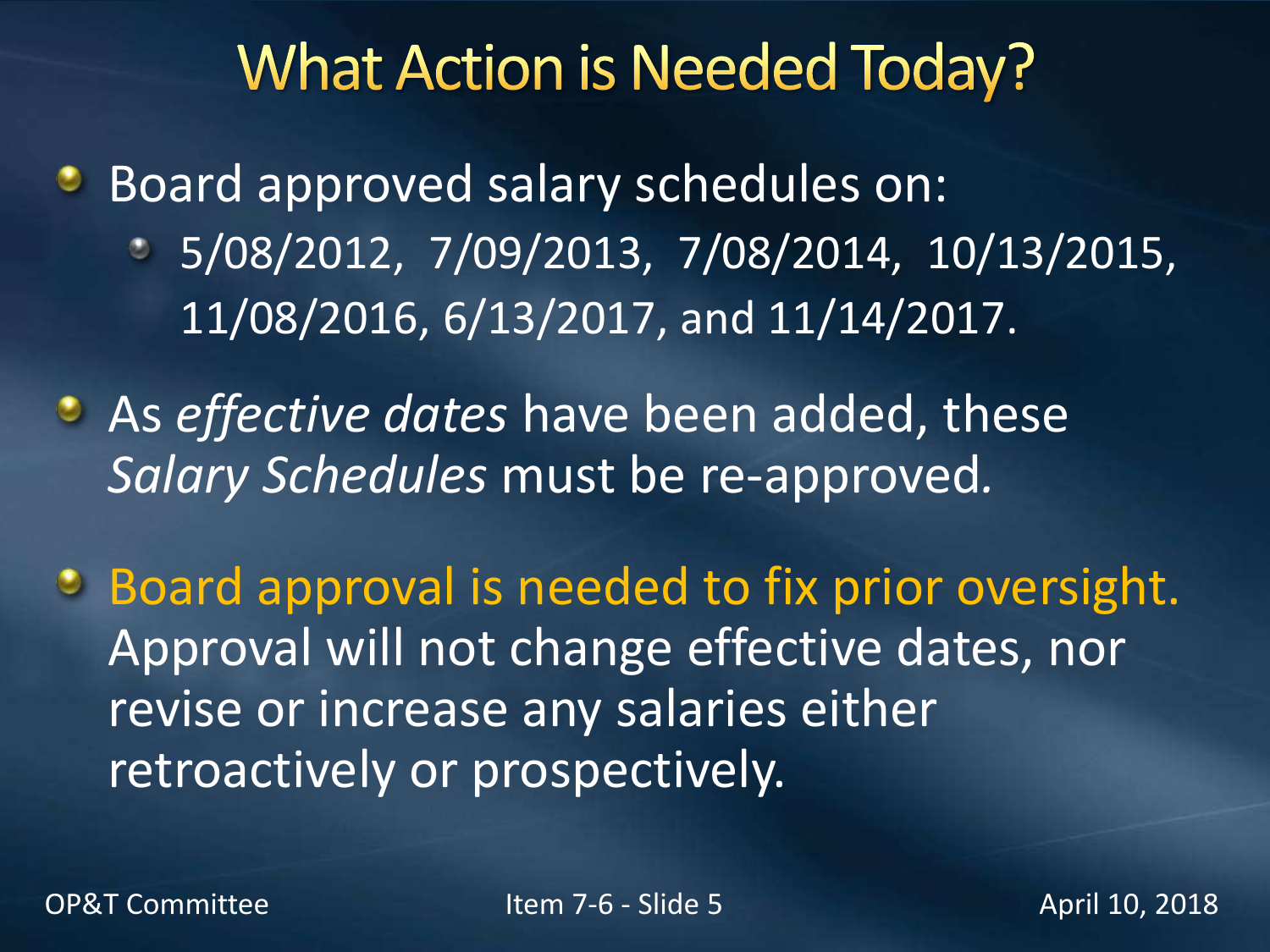# What Action is Needed Today?

- Board approved salary schedules on:
  - 5/08/2012, 7/09/2013, 7/08/2014, 10/13/2015, 11/08/2016, 6/13/2017, and 11/14/2017.
- As *effective dates* have been added, these *Salary Schedules* must be re-approved.
- Board approval is needed to fix prior oversight. Approval will not change effective dates, nor revise or increase any salaries either retroactively or prospectively.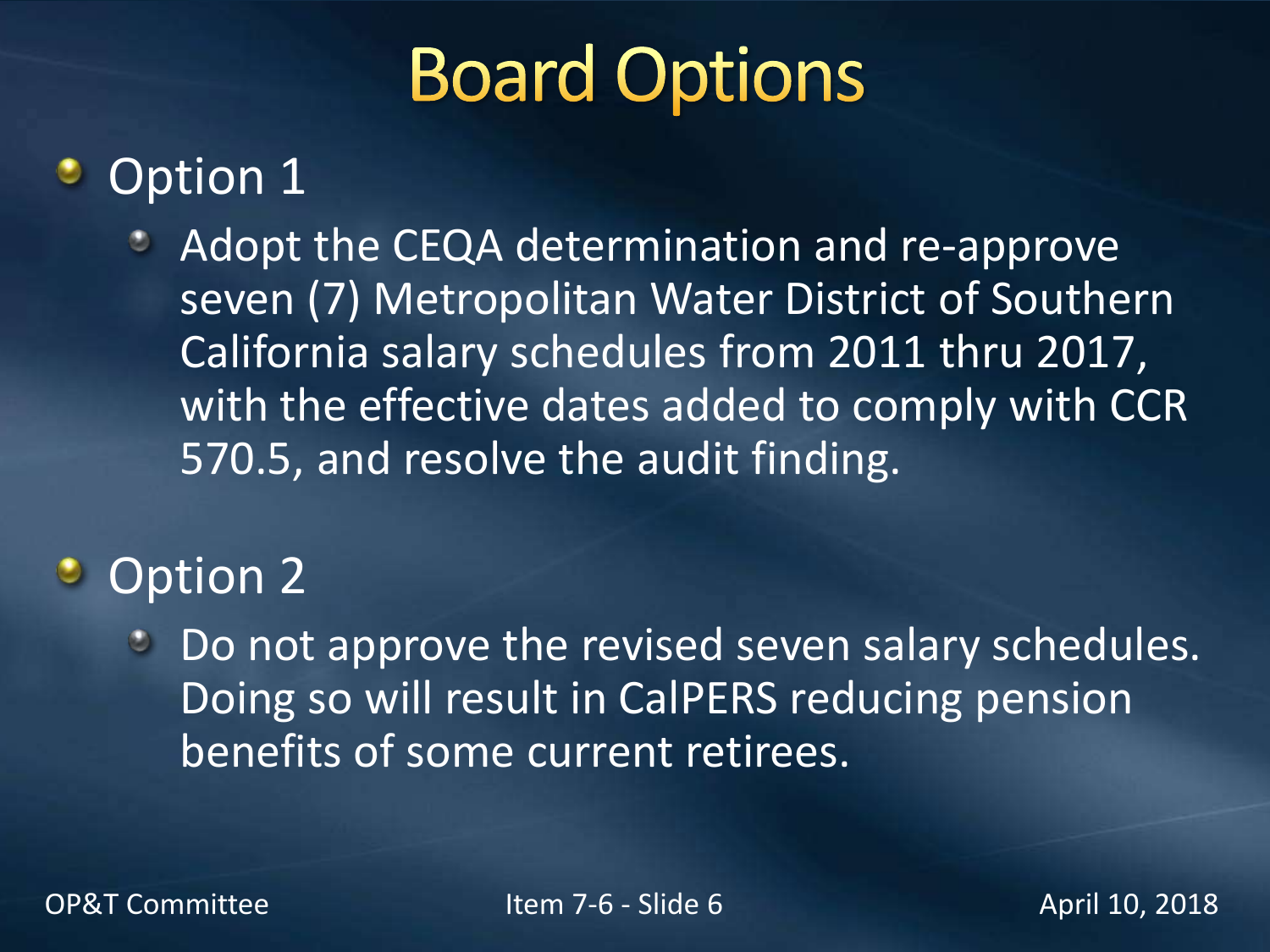# Board Options

- Option 1
  - Adopt the CEQA determination and re-approve seven (7) Metropolitan Water District of Southern California salary schedules from 2011 thru 2017, with the effective dates added to comply with CCR 570.5, and resolve the audit finding.
- Option 2
  - Do not approve the revised seven salary schedules. Doing so will result in CalPERS reducing pension benefits of some current retirees.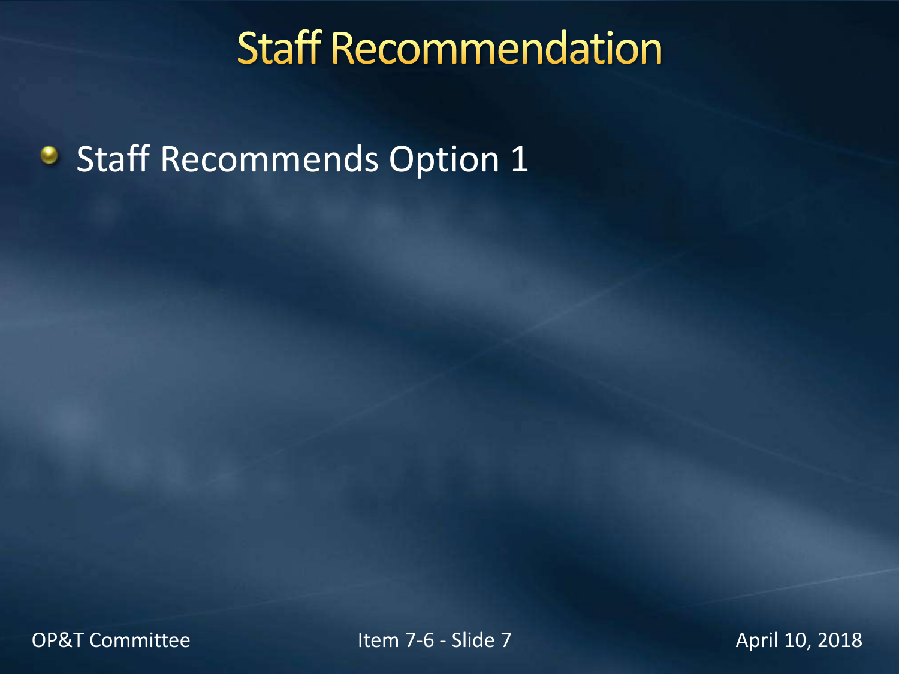# Staff Recommendation

- Staff Recommends Option 1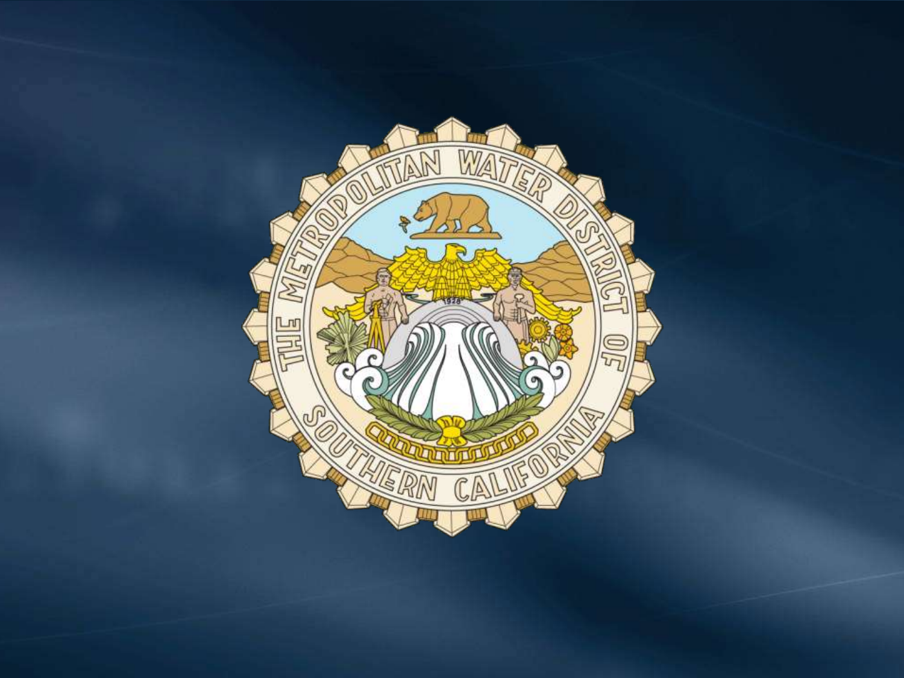THE METROPOLITAN WATER DISTRICT OF SOUTHERN CALIFORNIA

1928